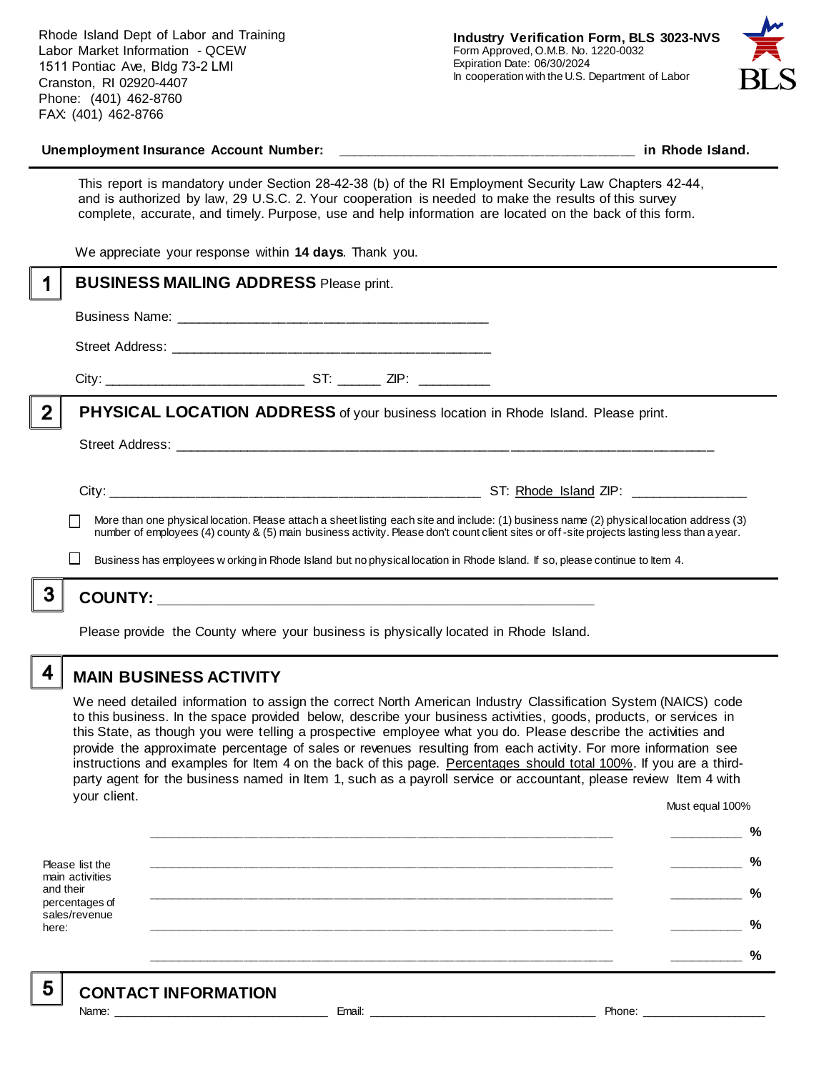Rhode Island Dept of Labor and Training
Labor Market Information - QCEW
1511 Pontiac Ave, Bldg 73-2 LMI
Cranston, RI 02920-4407
Phone: (401) 462-8760
FAX: (401) 462-8766

**Industry Verification Form, BLS 3023-NVS**
Form Approved, O.M.B. No. 1220-0032
Expiration Date: 06/30/2024
In cooperation with the U.S. Department of Labor

**Unemployment Insurance Account Number:** ______________________________________ **in Rhode Island.**

This report is mandatory under Section 28-42-38 (b) of the RI Employment Security Law Chapters 42-44, and is authorized by law, 29 U.S.C. 2. Your cooperation is needed to make the results of this survey complete, accurate, and timely. Purpose, use and help information are located on the back of this form.

We appreciate your response within **14 days**. Thank you.

## 1 BUSINESS MAILING ADDRESS Please print.

Business Name: ________________________________________

Street Address: ________________________________________

City: __________________________ ST: ______ ZIP: _________

## 2 PHYSICAL LOCATION ADDRESS of your business location in Rhode Island. Please print.

Street Address: ________________________________________________________________________

City: ________________________________________________ ST: Rhode Island ZIP: _______________

☐ More than one physical location. Please attach a sheet listing each site and include: (1) business name (2) physical location address (3) number of employees (4) county & (5) main business activity. Please don't count client sites or off-site projects lasting less than a year.

☐ Business has employees working in Rhode Island but no physical location in Rhode Island. If so, please continue to Item 4.

## 3 COUNTY: ________________________________________________________

Please provide the County where your business is physically located in Rhode Island.

## 4 MAIN BUSINESS ACTIVITY

We need detailed information to assign the correct North American Industry Classification System (NAICS) code to this business. In the space provided below, describe your business activities, goods, products, or services in this State, as though you were telling a prospective employee what you do. Please describe the activities and provide the approximate percentage of sales or revenues resulting from each activity. For more information see instructions and examples for Item 4 on the back of this page. Percentages should total 100%. If you are a third-party agent for the business named in Item 1, such as a payroll service or accountant, please review Item 4 with your client.

Must equal 100%

Please list the main activities and their percentages of sales/revenue here:

____________________________________________________________ __________ %

____________________________________________________________ __________ %

____________________________________________________________ __________ %

____________________________________________________________ __________ %

____________________________________________________________ __________ %

## 5 CONTACT INFORMATION

Name: ______________________________ Email: ________________________________ Phone: __________________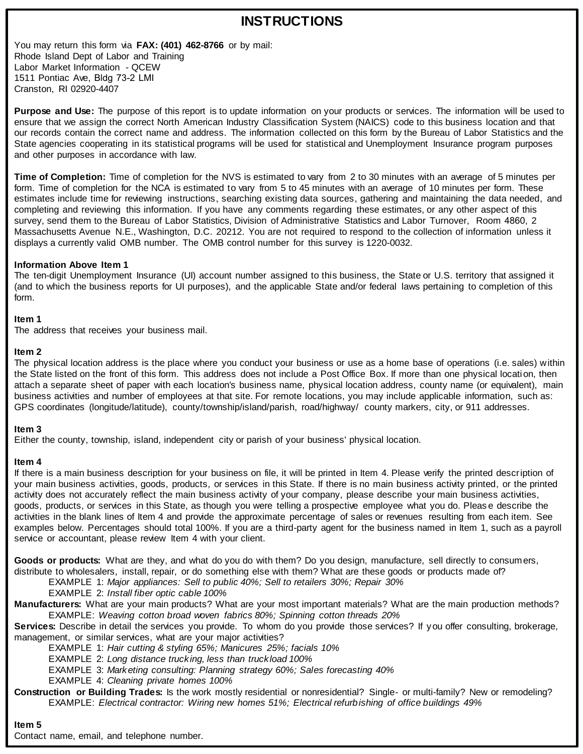# INSTRUCTIONS

You may return this form via **FAX: (401) 462-8766** or by mail:
Rhode Island Dept of Labor and Training
Labor Market Information - QCEW
1511 Pontiac Ave, Bldg 73-2 LMI
Cranston, RI 02920-4407

**Purpose and Use:** The purpose of this report is to update information on your products or services. The information will be used to ensure that we assign the correct North American Industry Classification System (NAICS) code to this business location and that our records contain the correct name and address. The information collected on this form by the Bureau of Labor Statistics and the State agencies cooperating in its statistical programs will be used for statistical and Unemployment Insurance program purposes and other purposes in accordance with law.

**Time of Completion:** Time of completion for the NVS is estimated to vary from 2 to 30 minutes with an average of 5 minutes per form. Time of completion for the NCA is estimated to vary from 5 to 45 minutes with an average of 10 minutes per form. These estimates include time for reviewing instructions, searching existing data sources, gathering and maintaining the data needed, and completing and reviewing this information. If you have any comments regarding these estimates, or any other aspect of this survey, send them to the Bureau of Labor Statistics, Division of Administrative Statistics and Labor Turnover, Room 4860, 2 Massachusetts Avenue N.E., Washington, D.C. 20212. You are not required to respond to the collection of information unless it displays a currently valid OMB number. The OMB control number for this survey is 1220-0032.

**Information Above Item 1**
The ten-digit Unemployment Insurance (UI) account number assigned to this business, the State or U.S. territory that assigned it (and to which the business reports for UI purposes), and the applicable State and/or federal laws pertaining to completion of this form.

**Item 1**
The address that receives your business mail.

**Item 2**
The physical location address is the place where you conduct your business or use as a home base of operations (i.e. sales) within the State listed on the front of this form. This address does not include a Post Office Box. If more than one physical location, then attach a separate sheet of paper with each location's business name, physical location address, county name (or equivalent), main business activities and number of employees at that site. For remote locations, you may include applicable information, such as: GPS coordinates (longitude/latitude), county/township/island/parish, road/highway/ county markers, city, or 911 addresses.

**Item 3**
Either the county, township, island, independent city or parish of your business' physical location.

**Item 4**
If there is a main business description for your business on file, it will be printed in Item 4. Please verify the printed description of your main business activities, goods, products, or services in this State. If there is no main business activity printed, or the printed activity does not accurately reflect the main business activity of your company, please describe your main business activities, goods, products, or services in this State, as though you were telling a prospective employee what you do. Please describe the activities in the blank lines of Item 4 and provide the approximate percentage of sales or revenues resulting from each item. See examples below. Percentages should total 100%. If you are a third-party agent for the business named in Item 1, such as a payroll service or accountant, please review Item 4 with your client.

**Goods or products:** What are they, and what do you do with them? Do you design, manufacture, sell directly to consumers, distribute to wholesalers, install, repair, or do something else with them? What are these goods or products made of?
EXAMPLE 1: *Major appliances: Sell to public 40%; Sell to retailers 30%; Repair 30%*
EXAMPLE 2: *Install fiber optic cable 100%*

**Manufacturers:** What are your main products? What are your most important materials? What are the main production methods?
EXAMPLE: *Weaving cotton broad woven fabrics 80%; Spinning cotton threads 20%*

**Services:** Describe in detail the services you provide. To whom do you provide those services? If you offer consulting, brokerage, management, or similar services, what are your major activities?
EXAMPLE 1: *Hair cutting & styling 65%; Manicures 25%; facials 10%*
EXAMPLE 2: *Long distance trucking, less than truckload 100%*
EXAMPLE 3: *Marketing consulting: Planning strategy 60%; Sales forecasting 40%*
EXAMPLE 4: *Cleaning private homes 100%*

**Construction or Building Trades:** Is the work mostly residential or nonresidential? Single- or multi-family? New or remodeling?
EXAMPLE: *Electrical contractor: Wiring new homes 51%; Electrical refurbishing of office buildings 49%*

**Item 5**
Contact name, email, and telephone number.